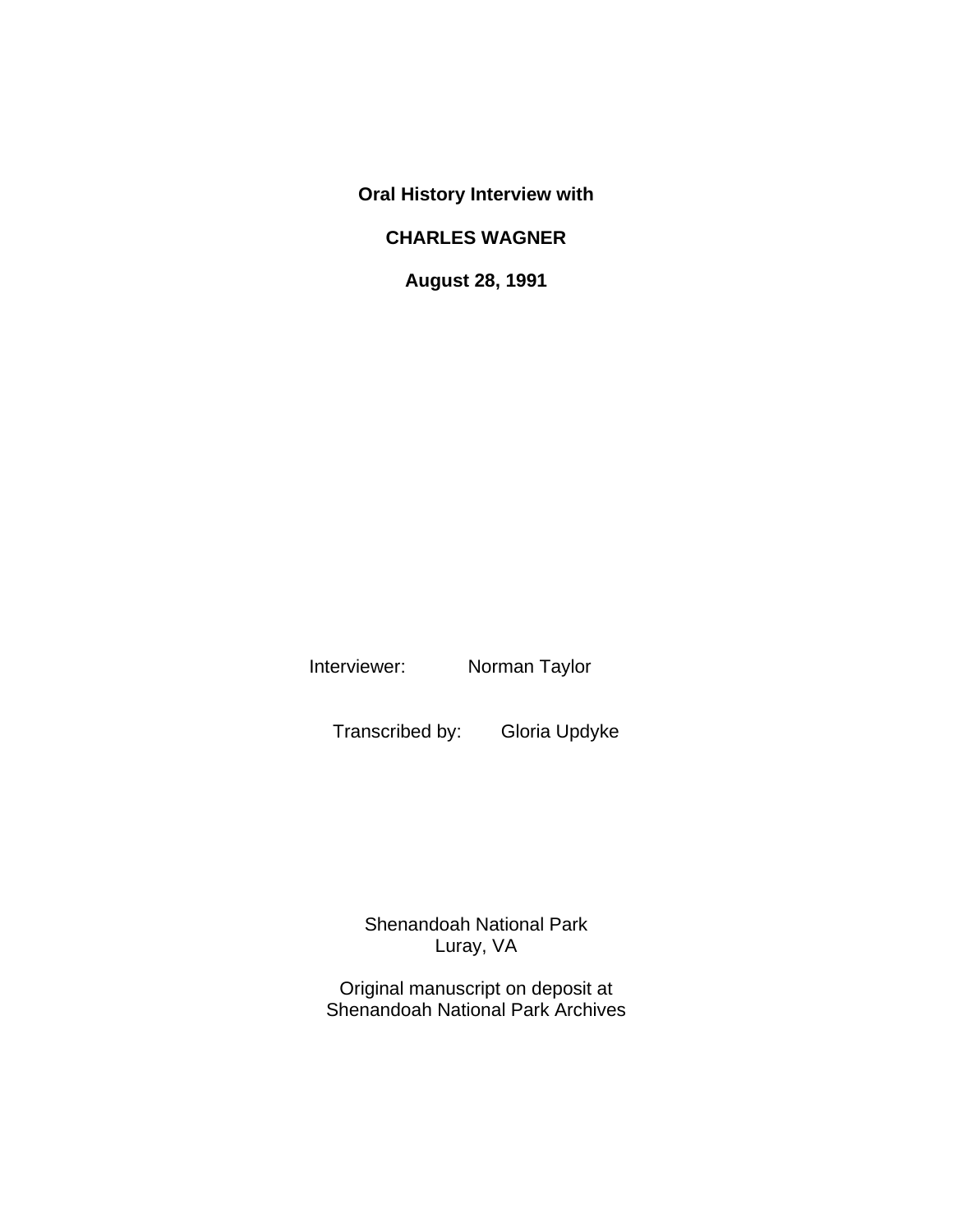**Oral History Interview with**

**CHARLES WAGNER**

**August 28, 1991**

Interviewer: Norman Taylor

Transcribed by: Gloria Updyke

Shenandoah National Park
Luray, VA

Original manuscript on deposit at
Shenandoah National Park Archives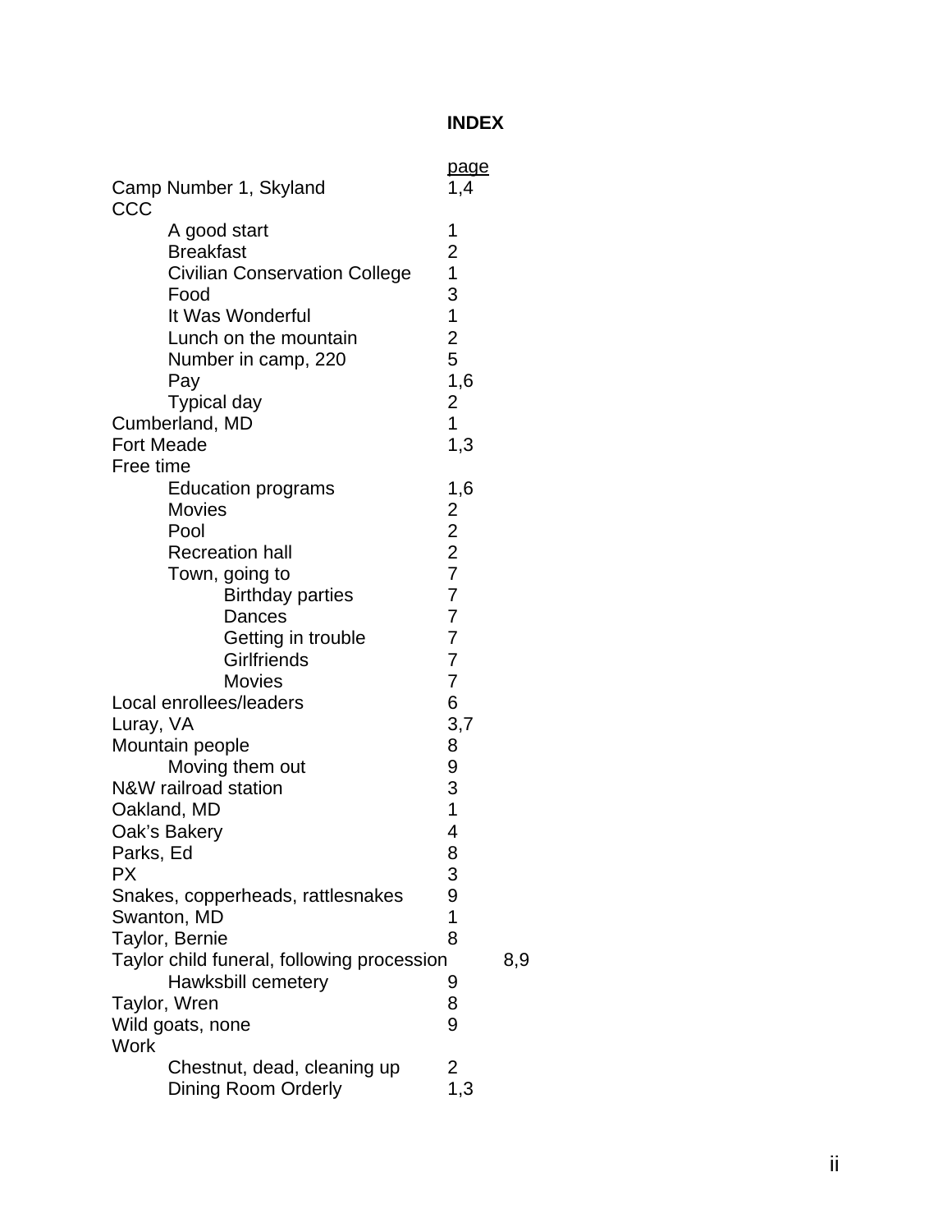# INDEX

| | page |
|---|---|
| Camp Number 1, Skyland | 1,4 |
| CCC | |
| A good start | 1 |
| Breakfast | 2 |
| Civilian Conservation College | 1 |
| Food | 3 |
| It Was Wonderful | 1 |
| Lunch on the mountain | 2 |
| Number in camp, 220 | 5 |
| Pay | 1,6 |
| Typical day | 2 |
| Cumberland, MD | 1 |
| Fort Meade | 1,3 |
| Free time | |
| Education programs | 1,6 |
| Movies | 2 |
| Pool | 2 |
| Recreation hall | 2 |
| Town, going to | 7 |
| Birthday parties | 7 |
| Dances | 7 |
| Getting in trouble | 7 |
| Girlfriends | 7 |
| Movies | 7 |
| Local enrollees/leaders | 6 |
| Luray, VA | 3,7 |
| Mountain people | 8 |
| Moving them out | 9 |
| N&W railroad station | 3 |
| Oakland, MD | 1 |
| Oak's Bakery | 4 |
| Parks, Ed | 8 |
| PX | 3 |
| Snakes, copperheads, rattlesnakes | 9 |
| Swanton, MD | 1 |
| Taylor, Bernie | 8 |
| Taylor child funeral, following procession | 8,9 |
| Hawksbill cemetery | 9 |
| Taylor, Wren | 8 |
| Wild goats, none | 9 |
| Work | |
| Chestnut, dead, cleaning up | 2 |
| Dining Room Orderly | 1,3 |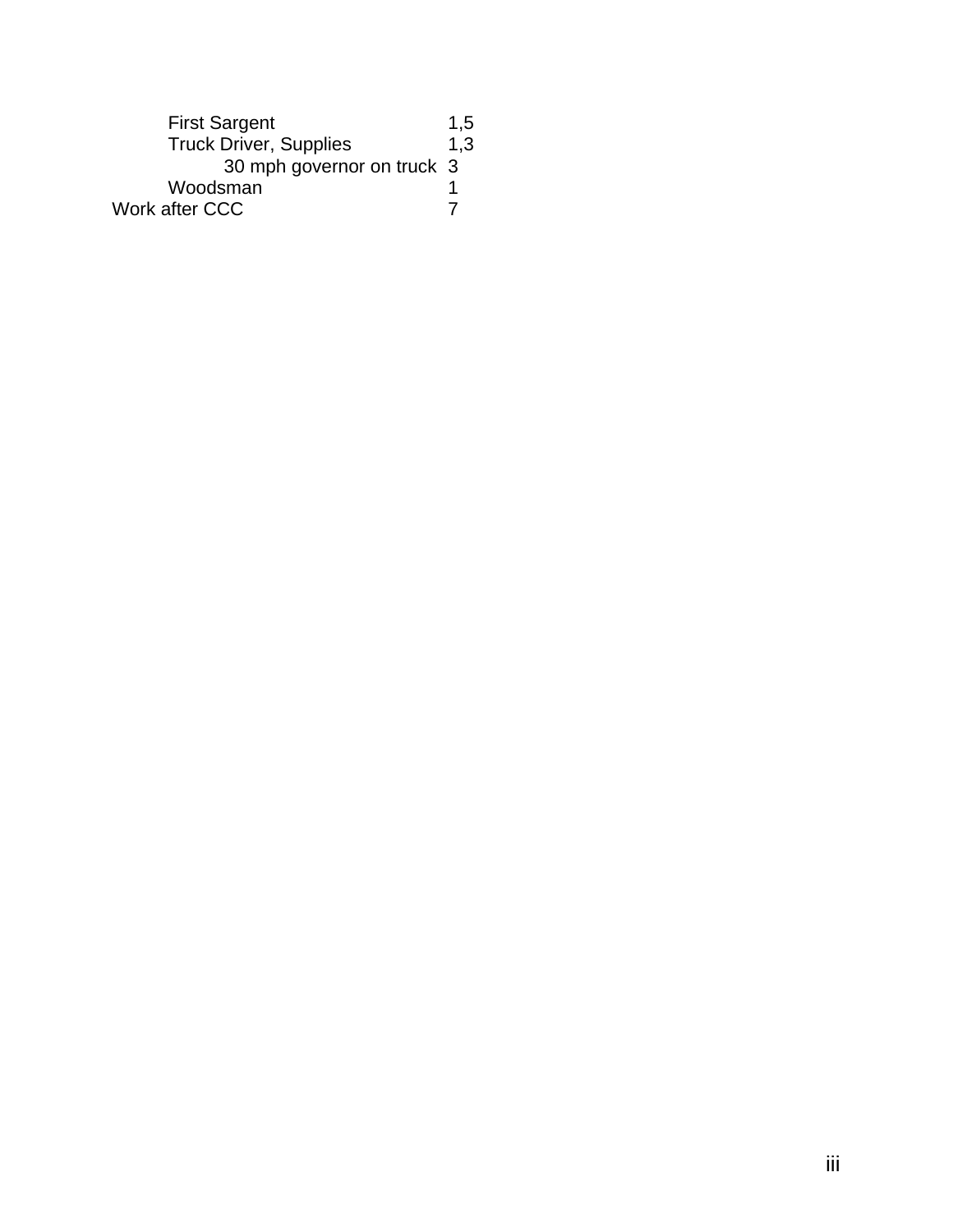- First Sargent 1,5
- Truck Driver, Supplies 1,3
    - 30 mph governor on truck 3
- Woodsman 1

Work after CCC 7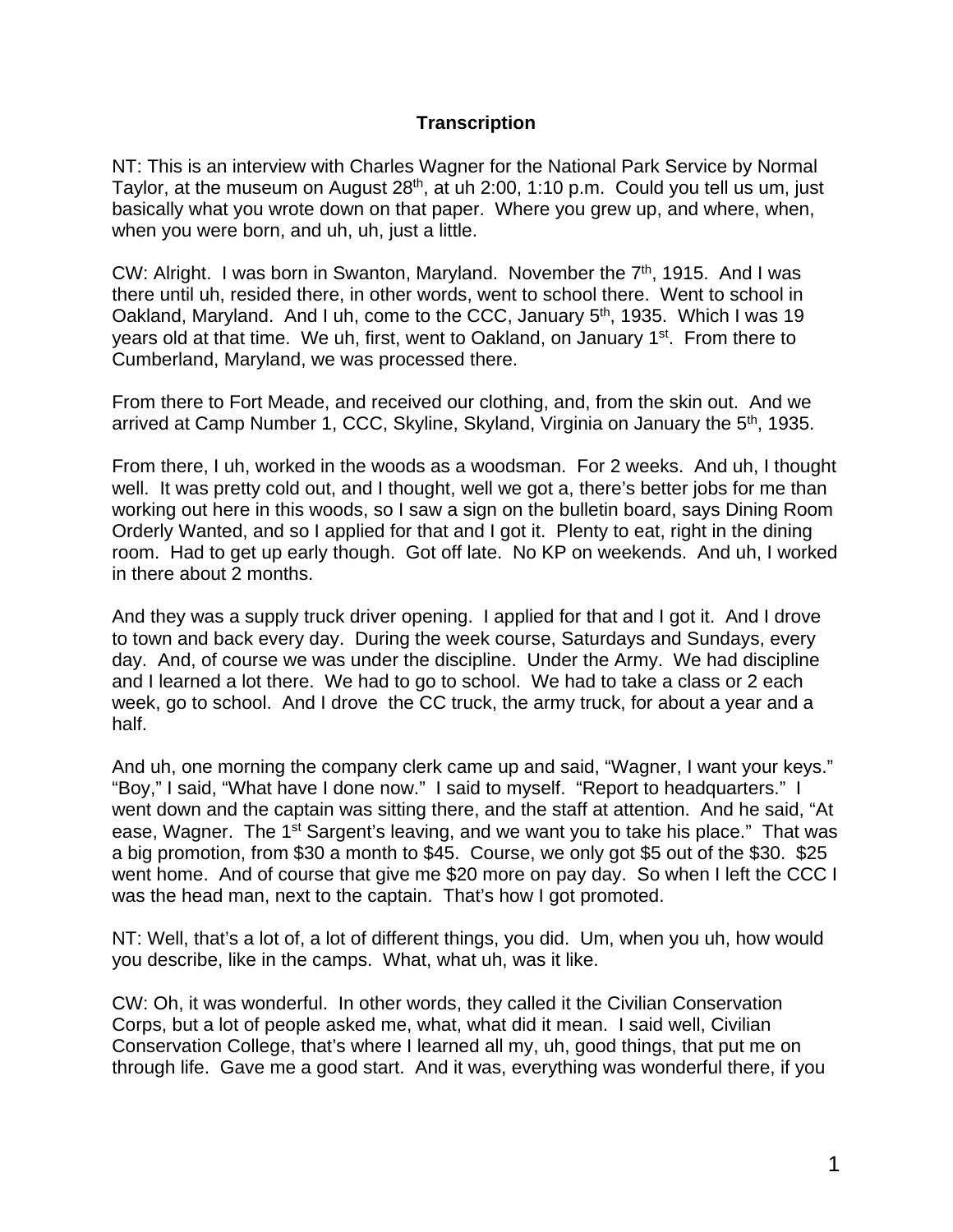**Transcription**

NT: This is an interview with Charles Wagner for the National Park Service by Normal Taylor, at the museum on August 28th, at uh 2:00, 1:10 p.m. Could you tell us um, just basically what you wrote down on that paper. Where you grew up, and where, when, when you were born, and uh, uh, just a little.

CW: Alright. I was born in Swanton, Maryland. November the 7th, 1915. And I was there until uh, resided there, in other words, went to school there. Went to school in Oakland, Maryland. And I uh, come to the CCC, January 5th, 1935. Which I was 19 years old at that time. We uh, first, went to Oakland, on January 1st. From there to Cumberland, Maryland, we was processed there.

From there to Fort Meade, and received our clothing, and, from the skin out. And we arrived at Camp Number 1, CCC, Skyline, Skyland, Virginia on January the 5th, 1935.

From there, I uh, worked in the woods as a woodsman. For 2 weeks. And uh, I thought well. It was pretty cold out, and I thought, well we got a, there's better jobs for me than working out here in this woods, so I saw a sign on the bulletin board, says Dining Room Orderly Wanted, and so I applied for that and I got it. Plenty to eat, right in the dining room. Had to get up early though. Got off late. No KP on weekends. And uh, I worked in there about 2 months.

And they was a supply truck driver opening. I applied for that and I got it. And I drove to town and back every day. During the week course, Saturdays and Sundays, every day. And, of course we was under the discipline. Under the Army. We had discipline and I learned a lot there. We had to go to school. We had to take a class or 2 each week, go to school. And I drove the CC truck, the army truck, for about a year and a half.

And uh, one morning the company clerk came up and said, "Wagner, I want your keys." "Boy," I said, "What have I done now." I said to myself. "Report to headquarters." I went down and the captain was sitting there, and the staff at attention. And he said, "At ease, Wagner. The 1st Sargent's leaving, and we want you to take his place." That was a big promotion, from $30 a month to $45. Course, we only got $5 out of the $30. $25 went home. And of course that give me $20 more on pay day. So when I left the CCC I was the head man, next to the captain. That's how I got promoted.

NT: Well, that's a lot of, a lot of different things, you did. Um, when you uh, how would you describe, like in the camps. What, what uh, was it like.

CW: Oh, it was wonderful. In other words, they called it the Civilian Conservation Corps, but a lot of people asked me, what, what did it mean. I said well, Civilian Conservation College, that's where I learned all my, uh, good things, that put me on through life. Gave me a good start. And it was, everything was wonderful there, if you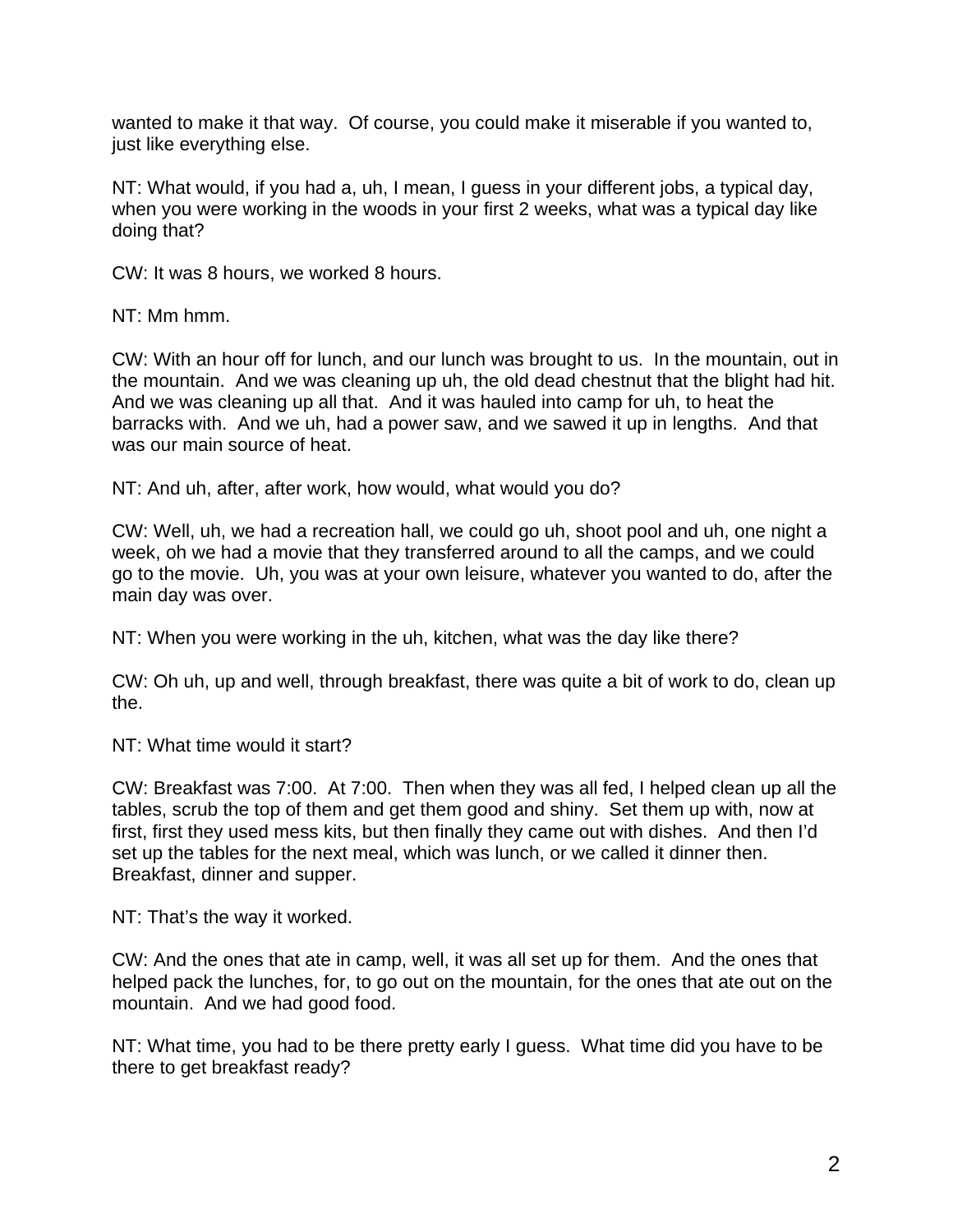wanted to make it that way.  Of course, you could make it miserable if you wanted to, just like everything else.

NT: What would, if you had a, uh, I mean, I guess in your different jobs, a typical day, when you were working in the woods in your first 2 weeks, what was a typical day like doing that?

CW: It was 8 hours, we worked 8 hours.

NT: Mm hmm.

CW: With an hour off for lunch, and our lunch was brought to us.  In the mountain, out in the mountain.  And we was cleaning up uh, the old dead chestnut that the blight had hit.  And we was cleaning up all that.  And it was hauled into camp for uh, to heat the barracks with.  And we uh, had a power saw, and we sawed it up in lengths.  And that was our main source of heat.

NT: And uh, after, after work, how would, what would you do?

CW: Well, uh, we had a recreation hall, we could go uh, shoot pool and uh, one night a week, oh we had a movie that they transferred around to all the camps, and we could go to the movie.  Uh, you was at your own leisure, whatever you wanted to do, after the main day was over.

NT: When you were working in the uh, kitchen, what was the day like there?

CW: Oh uh, up and well, through breakfast, there was quite a bit of work to do, clean up the.

NT: What time would it start?

CW: Breakfast was 7:00.  At 7:00.  Then when they was all fed, I helped clean up all the tables, scrub the top of them and get them good and shiny.  Set them up with, now at first, first they used mess kits, but then finally they came out with dishes.  And then I'd set up the tables for the next meal, which was lunch, or we called it dinner then.  Breakfast, dinner and supper.

NT: That's the way it worked.

CW: And the ones that ate in camp, well, it was all set up for them.  And the ones that helped pack the lunches, for, to go out on the mountain, for the ones that ate out on the mountain.  And we had good food.

NT: What time, you had to be there pretty early I guess.  What time did you have to be there to get breakfast ready?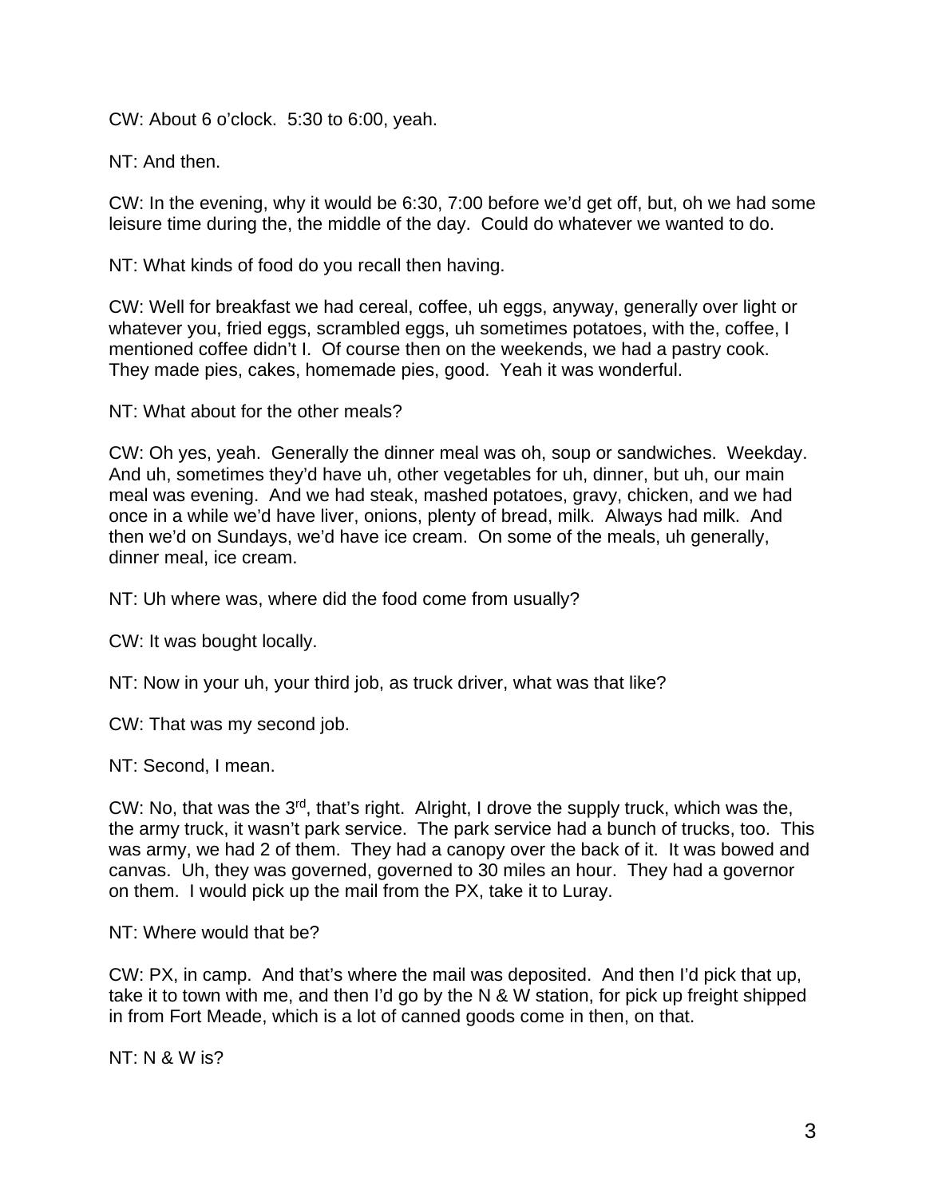CW: About 6 o'clock. 5:30 to 6:00, yeah.

NT: And then.

CW: In the evening, why it would be 6:30, 7:00 before we'd get off, but, oh we had some leisure time during the, the middle of the day. Could do whatever we wanted to do.

NT: What kinds of food do you recall then having.

CW: Well for breakfast we had cereal, coffee, uh eggs, anyway, generally over light or whatever you, fried eggs, scrambled eggs, uh sometimes potatoes, with the, coffee, I mentioned coffee didn't I. Of course then on the weekends, we had a pastry cook. They made pies, cakes, homemade pies, good. Yeah it was wonderful.

NT: What about for the other meals?

CW: Oh yes, yeah. Generally the dinner meal was oh, soup or sandwiches. Weekday. And uh, sometimes they'd have uh, other vegetables for uh, dinner, but uh, our main meal was evening. And we had steak, mashed potatoes, gravy, chicken, and we had once in a while we'd have liver, onions, plenty of bread, milk. Always had milk. And then we'd on Sundays, we'd have ice cream. On some of the meals, uh generally, dinner meal, ice cream.

NT: Uh where was, where did the food come from usually?

CW: It was bought locally.

NT: Now in your uh, your third job, as truck driver, what was that like?

CW: That was my second job.

NT: Second, I mean.

CW: No, that was the 3rd, that's right. Alright, I drove the supply truck, which was the, the army truck, it wasn't park service. The park service had a bunch of trucks, too. This was army, we had 2 of them. They had a canopy over the back of it. It was bowed and canvas. Uh, they was governed, governed to 30 miles an hour. They had a governor on them. I would pick up the mail from the PX, take it to Luray.

NT: Where would that be?

CW: PX, in camp. And that's where the mail was deposited. And then I'd pick that up, take it to town with me, and then I'd go by the N & W station, for pick up freight shipped in from Fort Meade, which is a lot of canned goods come in then, on that.

NT: N & W is?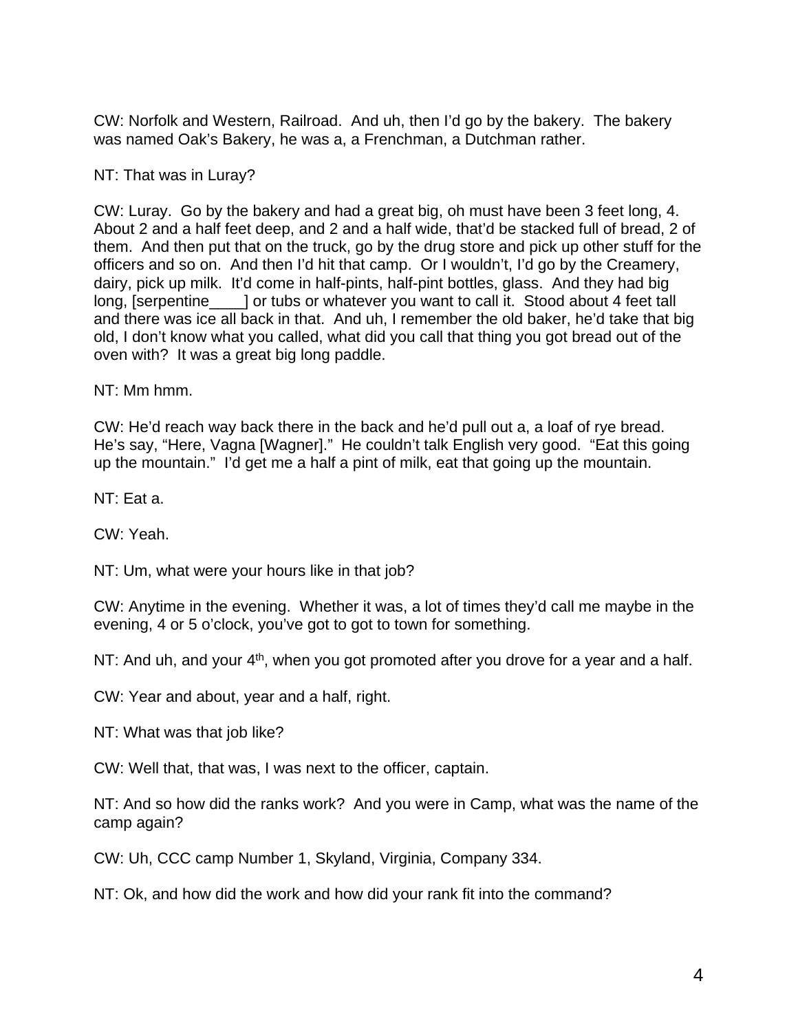CW: Norfolk and Western, Railroad.  And uh, then I'd go by the bakery.  The bakery was named Oak's Bakery, he was a, a Frenchman, a Dutchman rather.

NT: That was in Luray?

CW: Luray.  Go by the bakery and had a great big, oh must have been 3 feet long, 4.  About 2 and a half feet deep, and 2 and a half wide, that'd be stacked full of bread, 2 of them.  And then put that on the truck, go by the drug store and pick up other stuff for the officers and so on.  And then I'd hit that camp.  Or I wouldn't, I'd go by the Creamery, dairy, pick up milk.  It'd come in half-pints, half-pint bottles, glass.  And they had big long, [serpentine____] or tubs or whatever you want to call it.  Stood about 4 feet tall and there was ice all back in that.  And uh, I remember the old baker, he'd take that big old, I don't know what you called, what did you call that thing you got bread out of the oven with?  It was a great big long paddle.

NT: Mm hmm.

CW: He'd reach way back there in the back and he'd pull out a, a loaf of rye bread.  He's say, "Here, Vagna [Wagner]."  He couldn't talk English very good.  "Eat this going up the mountain."  I'd get me a half a pint of milk, eat that going up the mountain.

NT: Eat a.

CW: Yeah.

NT: Um, what were your hours like in that job?

CW: Anytime in the evening.  Whether it was, a lot of times they'd call me maybe in the evening, 4 or 5 o'clock, you've got to got to town for something.

NT: And uh, and your 4th, when you got promoted after you drove for a year and a half.

CW: Year and about, year and a half, right.

NT: What was that job like?

CW: Well that, that was, I was next to the officer, captain.

NT: And so how did the ranks work?  And you were in Camp, what was the name of the camp again?

CW: Uh, CCC camp Number 1, Skyland, Virginia, Company 334.

NT: Ok, and how did the work and how did your rank fit into the command?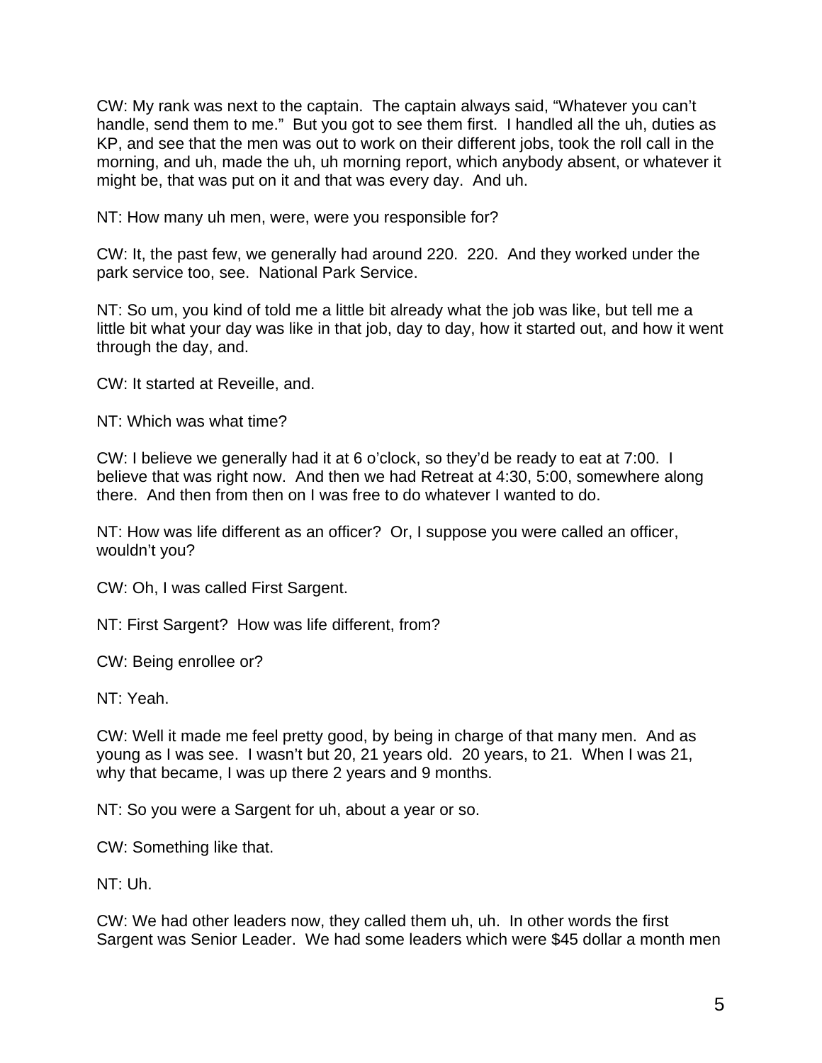CW: My rank was next to the captain. The captain always said, "Whatever you can't handle, send them to me." But you got to see them first. I handled all the uh, duties as KP, and see that the men was out to work on their different jobs, took the roll call in the morning, and uh, made the uh, uh morning report, which anybody absent, or whatever it might be, that was put on it and that was every day. And uh.

NT: How many uh men, were, were you responsible for?

CW: It, the past few, we generally had around 220. 220. And they worked under the park service too, see. National Park Service.

NT: So um, you kind of told me a little bit already what the job was like, but tell me a little bit what your day was like in that job, day to day, how it started out, and how it went through the day, and.

CW: It started at Reveille, and.

NT: Which was what time?

CW: I believe we generally had it at 6 o'clock, so they'd be ready to eat at 7:00. I believe that was right now. And then we had Retreat at 4:30, 5:00, somewhere along there. And then from then on I was free to do whatever I wanted to do.

NT: How was life different as an officer? Or, I suppose you were called an officer, wouldn't you?

CW: Oh, I was called First Sargent.

NT: First Sargent? How was life different, from?

CW: Being enrollee or?

NT: Yeah.

CW: Well it made me feel pretty good, by being in charge of that many men. And as young as I was see. I wasn't but 20, 21 years old. 20 years, to 21. When I was 21, why that became, I was up there 2 years and 9 months.

NT: So you were a Sargent for uh, about a year or so.

CW: Something like that.

NT: Uh.

CW: We had other leaders now, they called them uh, uh. In other words the first Sargent was Senior Leader. We had some leaders which were $45 dollar a month men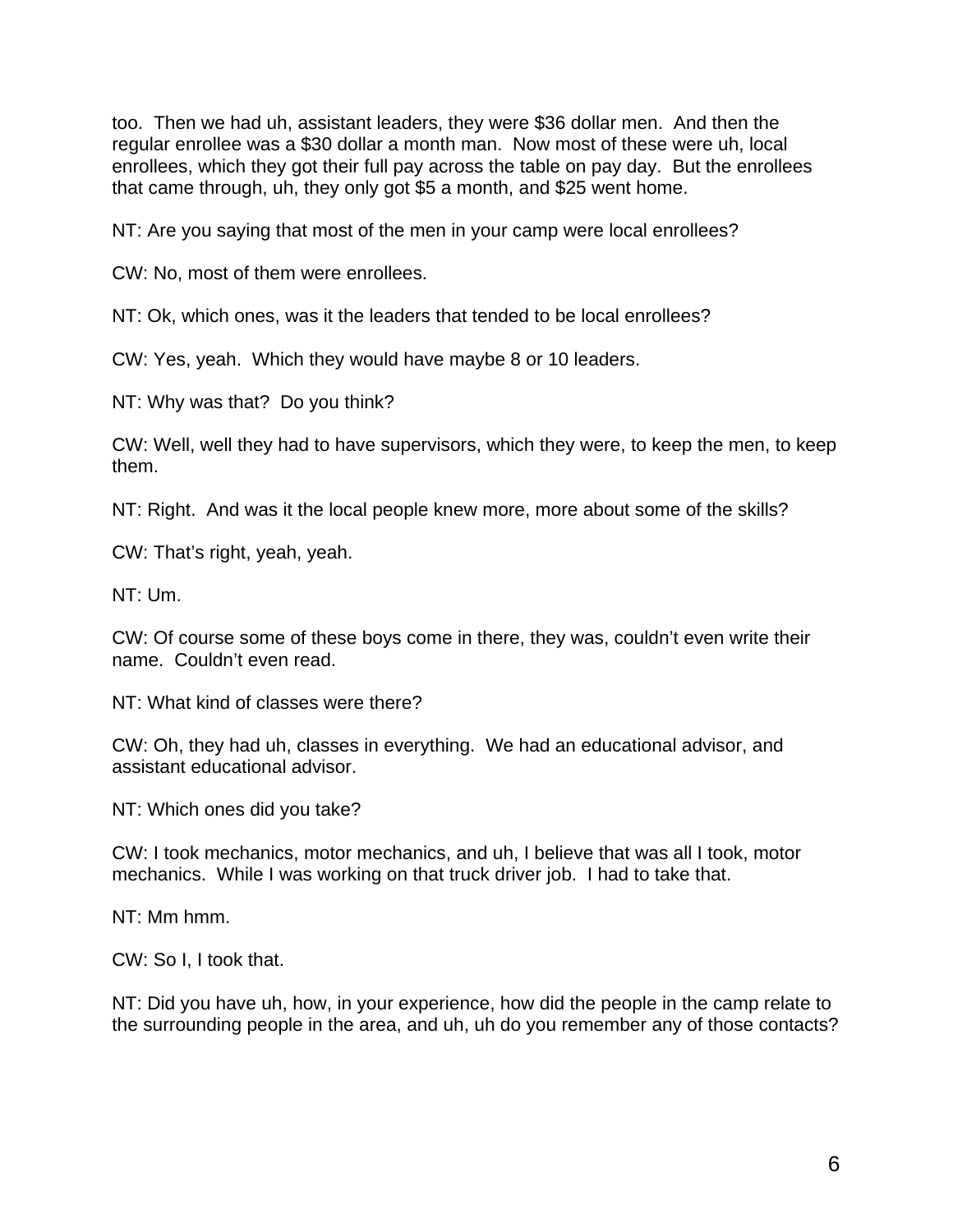too. Then we had uh, assistant leaders, they were $36 dollar men. And then the regular enrollee was a $30 dollar a month man. Now most of these were uh, local enrollees, which they got their full pay across the table on pay day. But the enrollees that came through, uh, they only got $5 a month, and $25 went home.

NT: Are you saying that most of the men in your camp were local enrollees?

CW: No, most of them were enrollees.

NT: Ok, which ones, was it the leaders that tended to be local enrollees?

CW: Yes, yeah. Which they would have maybe 8 or 10 leaders.

NT: Why was that? Do you think?

CW: Well, well they had to have supervisors, which they were, to keep the men, to keep them.

NT: Right. And was it the local people knew more, more about some of the skills?

CW: That's right, yeah, yeah.

NT: Um.

CW: Of course some of these boys come in there, they was, couldn't even write their name. Couldn't even read.

NT: What kind of classes were there?

CW: Oh, they had uh, classes in everything. We had an educational advisor, and assistant educational advisor.

NT: Which ones did you take?

CW: I took mechanics, motor mechanics, and uh, I believe that was all I took, motor mechanics. While I was working on that truck driver job. I had to take that.

NT: Mm hmm.

CW: So I, I took that.

NT: Did you have uh, how, in your experience, how did the people in the camp relate to the surrounding people in the area, and uh, uh do you remember any of those contacts?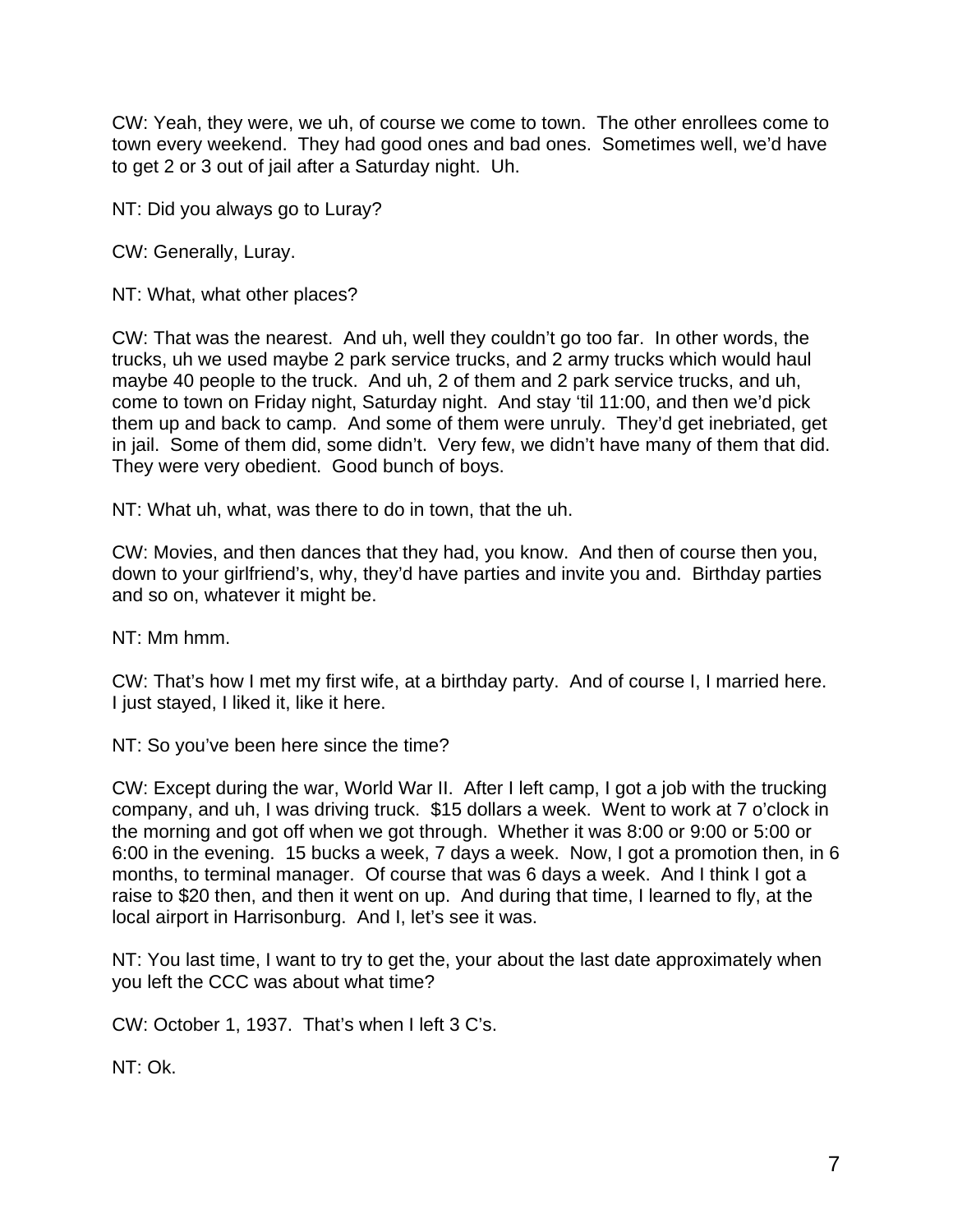CW: Yeah, they were, we uh, of course we come to town. The other enrollees come to town every weekend. They had good ones and bad ones. Sometimes well, we'd have to get 2 or 3 out of jail after a Saturday night. Uh.

NT: Did you always go to Luray?

CW: Generally, Luray.

NT: What, what other places?

CW: That was the nearest. And uh, well they couldn't go too far. In other words, the trucks, uh we used maybe 2 park service trucks, and 2 army trucks which would haul maybe 40 people to the truck. And uh, 2 of them and 2 park service trucks, and uh, come to town on Friday night, Saturday night. And stay 'til 11:00, and then we'd pick them up and back to camp. And some of them were unruly. They'd get inebriated, get in jail. Some of them did, some didn't. Very few, we didn't have many of them that did. They were very obedient. Good bunch of boys.

NT: What uh, what, was there to do in town, that the uh.

CW: Movies, and then dances that they had, you know. And then of course then you, down to your girlfriend's, why, they'd have parties and invite you and. Birthday parties and so on, whatever it might be.

NT: Mm hmm.

CW: That's how I met my first wife, at a birthday party. And of course I, I married here. I just stayed, I liked it, like it here.

NT: So you've been here since the time?

CW: Except during the war, World War II. After I left camp, I got a job with the trucking company, and uh, I was driving truck. $15 dollars a week. Went to work at 7 o'clock in the morning and got off when we got through. Whether it was 8:00 or 9:00 or 5:00 or 6:00 in the evening. 15 bucks a week, 7 days a week. Now, I got a promotion then, in 6 months, to terminal manager. Of course that was 6 days a week. And I think I got a raise to $20 then, and then it went on up. And during that time, I learned to fly, at the local airport in Harrisonburg. And I, let's see it was.

NT: You last time, I want to try to get the, your about the last date approximately when you left the CCC was about what time?

CW: October 1, 1937. That's when I left 3 C's.

NT: Ok.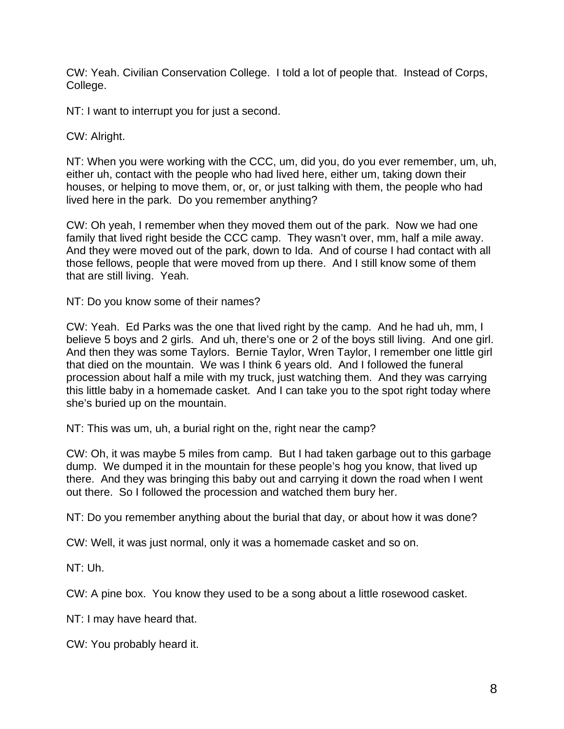CW: Yeah. Civilian Conservation College. I told a lot of people that. Instead of Corps, College.

NT: I want to interrupt you for just a second.

CW: Alright.

NT: When you were working with the CCC, um, did you, do you ever remember, um, uh, either uh, contact with the people who had lived here, either um, taking down their houses, or helping to move them, or, or, or just talking with them, the people who had lived here in the park. Do you remember anything?

CW: Oh yeah, I remember when they moved them out of the park. Now we had one family that lived right beside the CCC camp. They wasn't over, mm, half a mile away. And they were moved out of the park, down to Ida. And of course I had contact with all those fellows, people that were moved from up there. And I still know some of them that are still living. Yeah.

NT: Do you know some of their names?

CW: Yeah. Ed Parks was the one that lived right by the camp. And he had uh, mm, I believe 5 boys and 2 girls. And uh, there's one or 2 of the boys still living. And one girl. And then they was some Taylors. Bernie Taylor, Wren Taylor, I remember one little girl that died on the mountain. We was I think 6 years old. And I followed the funeral procession about half a mile with my truck, just watching them. And they was carrying this little baby in a homemade casket. And I can take you to the spot right today where she's buried up on the mountain.

NT: This was um, uh, a burial right on the, right near the camp?

CW: Oh, it was maybe 5 miles from camp. But I had taken garbage out to this garbage dump. We dumped it in the mountain for these people's hog you know, that lived up there. And they was bringing this baby out and carrying it down the road when I went out there. So I followed the procession and watched them bury her.

NT: Do you remember anything about the burial that day, or about how it was done?

CW: Well, it was just normal, only it was a homemade casket and so on.

NT: Uh.

CW: A pine box. You know they used to be a song about a little rosewood casket.

NT: I may have heard that.

CW: You probably heard it.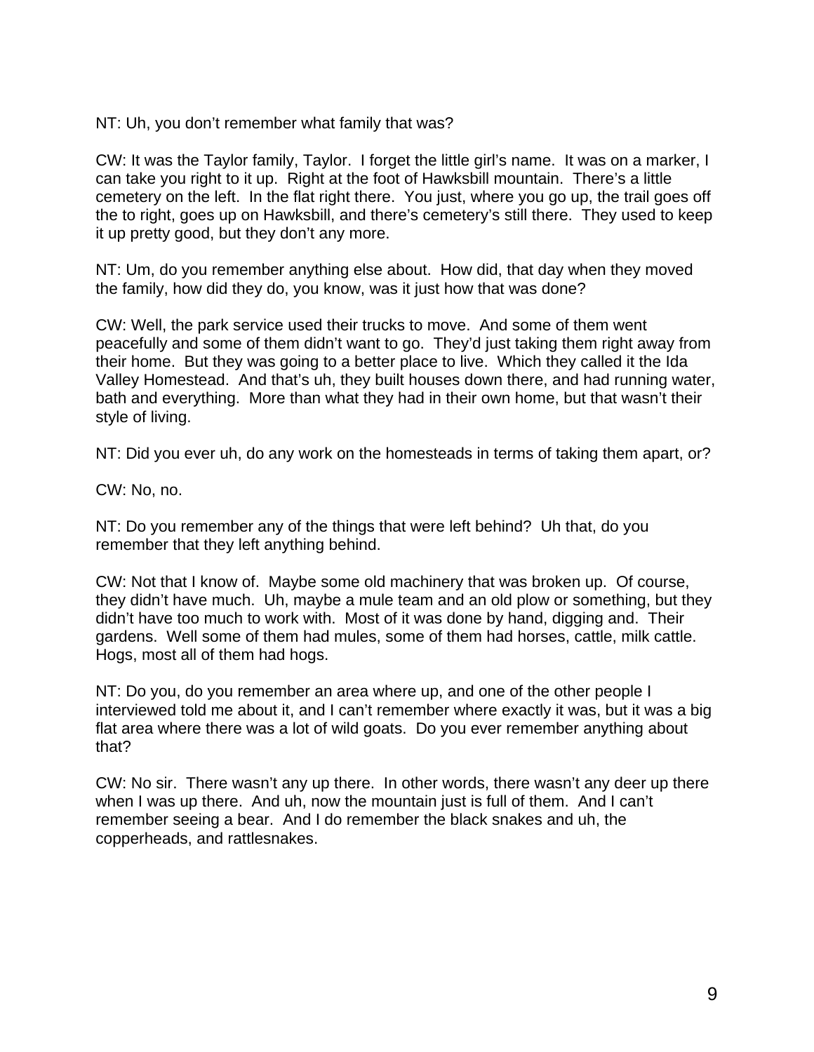NT: Uh, you don't remember what family that was?

CW: It was the Taylor family, Taylor. I forget the little girl's name. It was on a marker, I can take you right to it up. Right at the foot of Hawksbill mountain. There's a little cemetery on the left. In the flat right there. You just, where you go up, the trail goes off the to right, goes up on Hawksbill, and there's cemetery's still there. They used to keep it up pretty good, but they don't any more.

NT: Um, do you remember anything else about. How did, that day when they moved the family, how did they do, you know, was it just how that was done?

CW: Well, the park service used their trucks to move. And some of them went peacefully and some of them didn't want to go. They'd just taking them right away from their home. But they was going to a better place to live. Which they called it the Ida Valley Homestead. And that's uh, they built houses down there, and had running water, bath and everything. More than what they had in their own home, but that wasn't their style of living.

NT: Did you ever uh, do any work on the homesteads in terms of taking them apart, or?

CW: No, no.

NT: Do you remember any of the things that were left behind? Uh that, do you remember that they left anything behind.

CW: Not that I know of. Maybe some old machinery that was broken up. Of course, they didn't have much. Uh, maybe a mule team and an old plow or something, but they didn't have too much to work with. Most of it was done by hand, digging and. Their gardens. Well some of them had mules, some of them had horses, cattle, milk cattle. Hogs, most all of them had hogs.

NT: Do you, do you remember an area where up, and one of the other people I interviewed told me about it, and I can't remember where exactly it was, but it was a big flat area where there was a lot of wild goats. Do you ever remember anything about that?

CW: No sir. There wasn't any up there. In other words, there wasn't any deer up there when I was up there. And uh, now the mountain just is full of them. And I can't remember seeing a bear. And I do remember the black snakes and uh, the copperheads, and rattlesnakes.